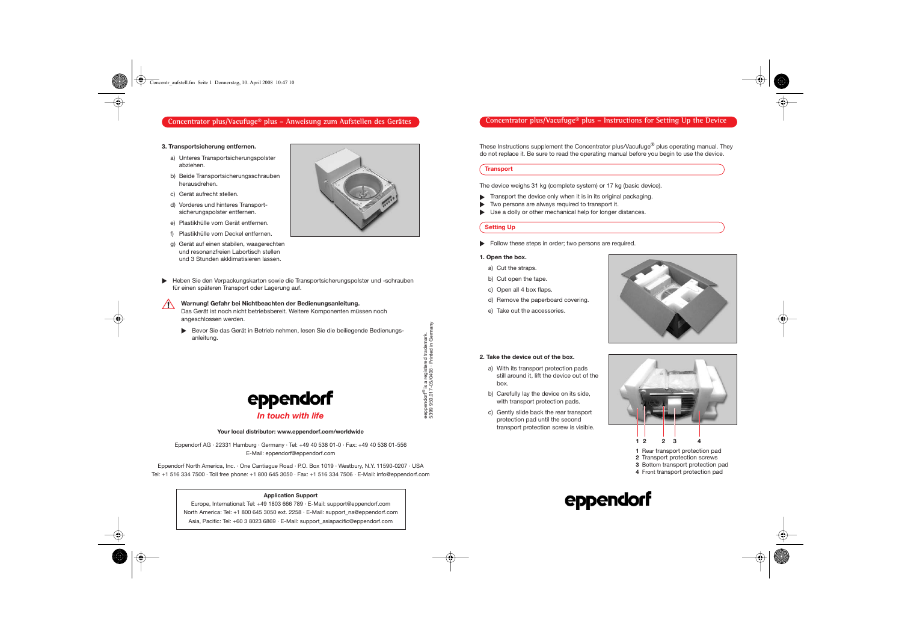## Concentrator plus/Vacufuge® plus – Anweisung zum Aufstellen des Gerätes

**3. Transportsicherung entfernen.**

a) Unteres Transportsicherungspolster abziehen.

b) Beide Transportsicherungsschrauben herausdrehen.

c) Gerät aufrecht stellen.

d) Vorderes und hinteres Transportsicherungspolster entfernen.

e) Plastikhülle vom Gerät entfernen.

f) Plastikhülle vom Deckel entfernen.

g) Gerät auf einen stabilen, waagerechten und resonanzfreien Labortisch stellen und 3 Stunden akklimatisieren lassen.

▶ Heben Sie den Verpackungskarton sowie die Transportsicherungspolster und -schrauben für einen späteren Transport oder Lagerung auf.

**Warnung! Gefahr bei Nichtbeachten der Bedienungsanleitung.**
Das Gerät ist noch nicht betriebsbereit. Weitere Komponenten müssen noch angeschlossen werden.

▶ Bevor Sie das Gerät in Betrieb nehmen, lesen Sie die beiliegende Bedienungsanleitung.

eppendorf

*In touch with life*

**Your local distributor: www.eppendorf.com/worldwide**

Eppendorf AG · 22331 Hamburg · Germany · Tel: +49 40 538 01-0 · Fax: +49 40 538 01-556
E-Mail: eppendorf@eppendorf.com

Eppendorf North America, Inc. · One Cantiague Road · P.O. Box 1019 · Westbury, N.Y. 11590-0207 · USA
Tel: +1 516 334 7500 · Toll free phone: +1 800 645 3050 · Fax: +1 516 334 7506 · E-Mail: info@eppendorf.com

**Application Support**
Europe, International: Tel: +49 1803 666 789 · E-Mail: support@eppendorf.com
North America: Tel: +1 800 645 3050 ext. 2258 · E-Mail: support_na@eppendorf.com
Asia, Pacific: Tel: +60 3 8023 6869 · E-Mail: support_asiapacific@eppendorf.com

eppendorf® is a registered trademark.
5399 950.017-05/0408 · Printed in Germany

## Concentrator plus/Vacufuge® plus – Instructions for Setting Up the Device

These Instructions supplement the Concentrator plus/Vacufuge® plus operating manual. They do not replace it. Be sure to read the operating manual before you begin to use the device.

### Transport

The device weighs 31 kg (complete system) or 17 kg (basic device).

▶ Transport the device only when it is in its original packaging.
▶ Two persons are always required to transport it.
▶ Use a dolly or other mechanical help for longer distances.

### Setting Up

▶ Follow these steps in order; two persons are required.

**1. Open the box.**

a) Cut the straps.

b) Cut open the tape.

c) Open all 4 box flaps.

d) Remove the paperboard covering.

e) Take out the accessories.

**2. Take the device out of the box.**

a) With its transport protection pads still around it, lift the device out of the box.

b) Carefully lay the device on its side, with transport protection pads.

c) Gently slide back the rear transport protection pad until the second transport protection screw is visible.

**1** Rear transport protection pad
**2** Transport protection screws
**3** Bottom transport protection pad
**4** Front transport protection pad

eppendorf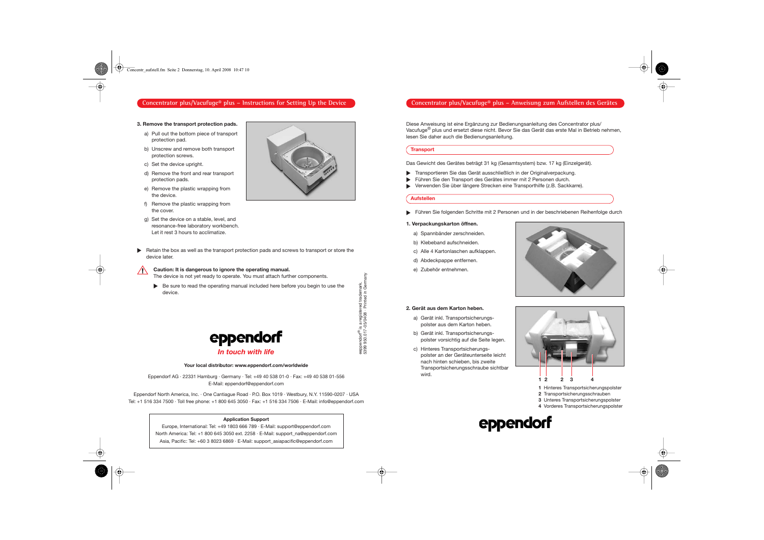## Concentrator plus/Vacufuge® plus – Instructions for Setting Up the Device

**3. Remove the transport protection pads.**

a) Pull out the bottom piece of transport protection pad.

b) Unscrew and remove both transport protection screws.

c) Set the device upright.

d) Remove the front and rear transport protection pads.

e) Remove the plastic wrapping from the device.

f) Remove the plastic wrapping from the cover.

g) Set the device on a stable, level, and resonance-free laboratory workbench. Let it rest 3 hours to acclimatize.

▶ Retain the box as well as the transport protection pads and screws to transport or store the device later.

**Caution: It is dangerous to ignore the operating manual.**
The device is not yet ready to operate. You must attach further components.

▶ Be sure to read the operating manual included here before you begin to use the device.

eppendorf® is a registered trademark.
5399 950.017-05/0408 · Printed in Germany

eppendorf
*In touch with life*

**Your local distributor: www.eppendorf.com/worldwide**

Eppendorf AG · 22331 Hamburg · Germany · Tel: +49 40 538 01-0 · Fax: +49 40 538 01-556
E-Mail: eppendorf@eppendorf.com

Eppendorf North America, Inc. · One Cantiague Road · P.O. Box 1019 · Westbury, N.Y. 11590-0207 · USA
Tel: +1 516 334 7500 · Toll free phone: +1 800 645 3050 · Fax: +1 516 334 7506 · E-Mail: info@eppendorf.com

**Application Support**
Europe, International: Tel: +49 1803 666 789 · E-Mail: support@eppendorf.com
North America: Tel: +1 800 645 3050 ext. 2258 · E-Mail: support_na@eppendorf.com
Asia, Pacific: Tel: +60 3 8023 6869 · E-Mail: support_asiapacific@eppendorf.com

## Concentrator plus/Vacufuge® plus – Anweisung zum Aufstellen des Gerätes

Diese Anweisung ist eine Ergänzung zur Bedienungsanleitung des Concentrator plus/Vacufuge® plus und ersetzt diese nicht. Bevor Sie das Gerät das erste Mal in Betrieb nehmen, lesen Sie daher auch die Bedienungsanleitung.

### Transport

Das Gewicht des Gerätes beträgt 31 kg (Gesamtsystem) bzw. 17 kg (Einzelgerät).

▶ Transportieren Sie das Gerät ausschließlich in der Originalverpackung.
▶ Führen Sie den Transport des Gerätes immer mit 2 Personen durch.
▶ Verwenden Sie über längere Strecken eine Transporthilfe (z.B. Sackkarre).

### Aufstellen

▶ Führen Sie folgenden Schritte mit 2 Personen und in der beschriebenen Reihenfolge durch

**1. Verpackungskarton öffnen.**

a) Spannbänder zerschneiden.

b) Klebeband aufschneiden.

c) Alle 4 Kartonlaschen aufklappen.

d) Abdeckpappe entfernen.

e) Zubehör entnehmen.

**2. Gerät aus dem Karton heben.**

a) Gerät inkl. Transportsicherungspolster aus dem Karton heben.

b) Gerät inkl. Transportsicherungspolster vorsichtig auf die Seite legen.

c) Hinteres Transportsicherungspolster an der Geräteunterseite leicht nach hinten schieben, bis zweite Transportsicherungsschraube sichtbar wird.

1 2 2 3 4

**1** Hinteres Transportsicherungspolster
**2** Transportsicherungsschrauben
**3** Unteres Transportsicherungspolster
**4** Vorderes Transportsicherungspolster

eppendorf